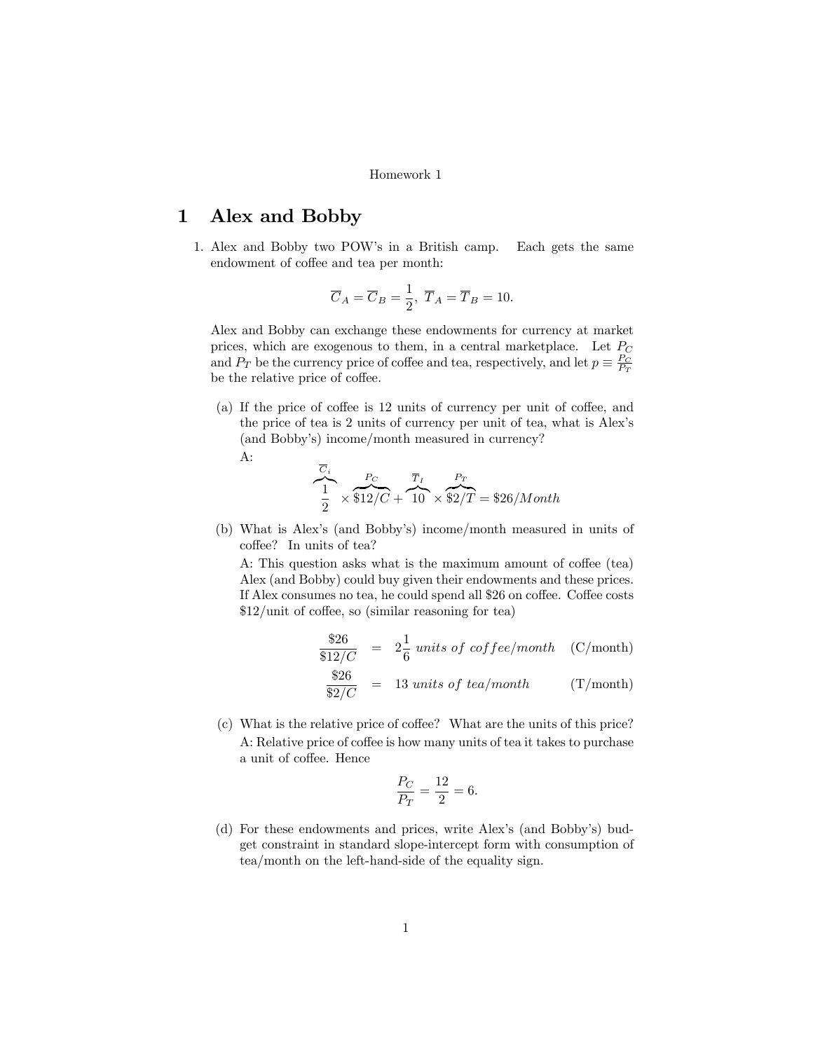Homework 1

# 1 Alex and Bobby

1. Alex and Bobby two POW's in a British camp. Each gets the same endowment of coffee and tea per month:

$$\overline{C}_A = \overline{C}_B = \frac{1}{2},\ \overline{T}_A = \overline{T}_B = 10.$$

Alex and Bobby can exchange these endowments for currency at market prices, which are exogenous to them, in a central marketplace. Let $P_C$ and $P_T$ be the currency price of coffee and tea, respectively, and let $p \equiv \frac{P_C}{P_T}$ be the relative price of coffee.

(a) If the price of coffee is 12 units of currency per unit of coffee, and the price of tea is 2 units of currency per unit of tea, what is Alex's (and Bobby's) income/month measured in currency?

A:

$$\overbrace{\frac{1}{2}}^{\overline{C}_i} \times \overbrace{\$12/C}^{P_C} + \overbrace{10}^{\overline{T}_I} \times \overbrace{\$2/T}^{P_T} = \$26/Month$$

(b) What is Alex's (and Bobby's) income/month measured in units of coffee? In units of tea?

A: This question asks what is the maximum amount of coffee (tea) Alex (and Bobby) could buy given their endowments and these prices. If Alex consumes no tea, he could spend all \$26 on coffee. Coffee costs \$12/unit of coffee, so (similar reasoning for tea)

$$\frac{\$26}{\$12/C} = 2\frac{1}{6}\ units\ of\ coffee/month \quad \text{(C/month)}$$

$$\frac{\$26}{\$2/C} = 13\ units\ of\ tea/month \quad \text{(T/month)}$$

(c) What is the relative price of coffee? What are the units of this price?

A: Relative price of coffee is how many units of tea it takes to purchase a unit of coffee. Hence

$$\frac{P_C}{P_T} = \frac{12}{2} = 6.$$

(d) For these endowments and prices, write Alex's (and Bobby's) budget constraint in standard slope-intercept form with consumption of tea/month on the left-hand-side of the equality sign.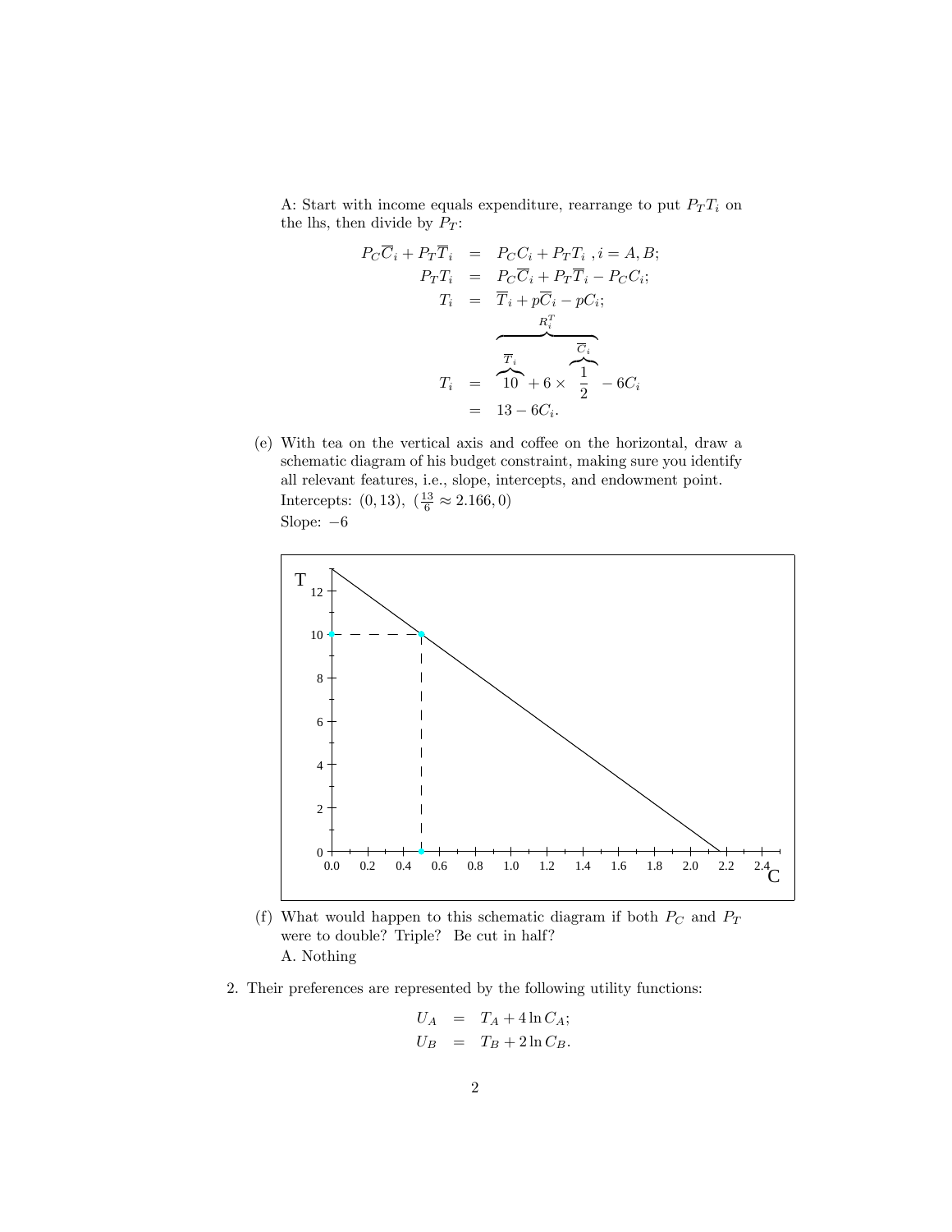A: Start with income equals expenditure, rearrange to put $P_T T_i$ on the lhs, then divide by $P_T$:

$$
\begin{aligned}
P_C\overline{C}_i + P_T\overline{T}_i &= P_C C_i + P_T T_i \ , i = A, B; \\
P_T T_i &= P_C\overline{C}_i + P_T\overline{T}_i - P_C C_i; \\
T_i &= \overline{T}_i + p\overline{C}_i - pC_i; \\
T_i &= \overbrace{\overbrace{10}^{\overline{T}_i} + 6 \times \overbrace{\frac{1}{2}}^{\overline{C}_i}}^{R_i^T} - 6C_i \\
&= 13 - 6C_i.
\end{aligned}
$$

(e) With tea on the vertical axis and coffee on the horizontal, draw a schematic diagram of his budget constraint, making sure you identify all relevant features, i.e., slope, intercepts, and endowment point.

Intercepts: $(0, 13)$, $(\frac{13}{6} \approx 2.166, 0)$

Slope: $-6$

(f) What would happen to this schematic diagram if both $P_C$ and $P_T$ were to double? Triple? Be cut in half?

A. Nothing

2. Their preferences are represented by the following utility functions:

$$
\begin{aligned}
U_A &= T_A + 4\ln C_A; \\
U_B &= T_B + 2\ln C_B.
\end{aligned}
$$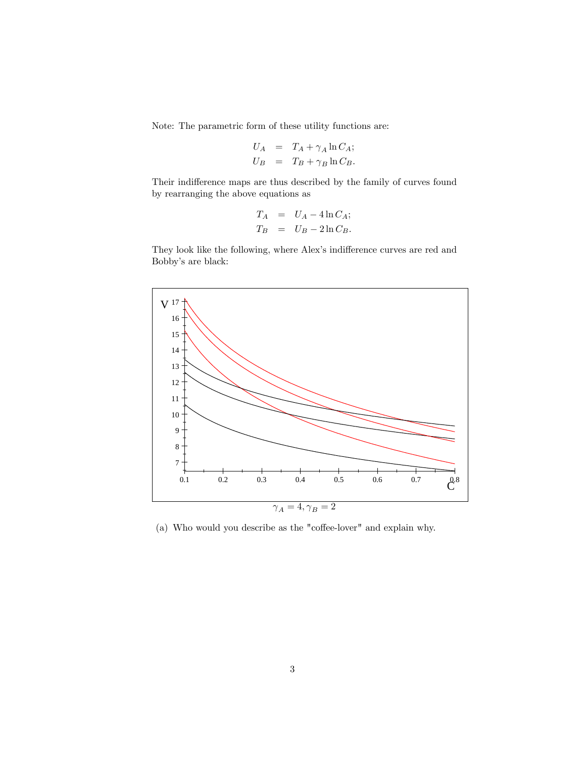Note: The parametric form of these utility functions are:

$$
\begin{aligned}
U_A &= T_A + \gamma_A \ln C_A; \\
U_B &= T_B + \gamma_B \ln C_B.
\end{aligned}
$$

Their indifference maps are thus described by the family of curves found by rearranging the above equations as

$$
\begin{aligned}
T_A &= U_A - 4 \ln C_A; \\
T_B &= U_B - 2 \ln C_B.
\end{aligned}
$$

They look like the following, where Alex's indifference curves are red and Bobby's are black:

$\gamma_A = 4, \gamma_B = 2$

(a) Who would you describe as the "coffee-lover" and explain why.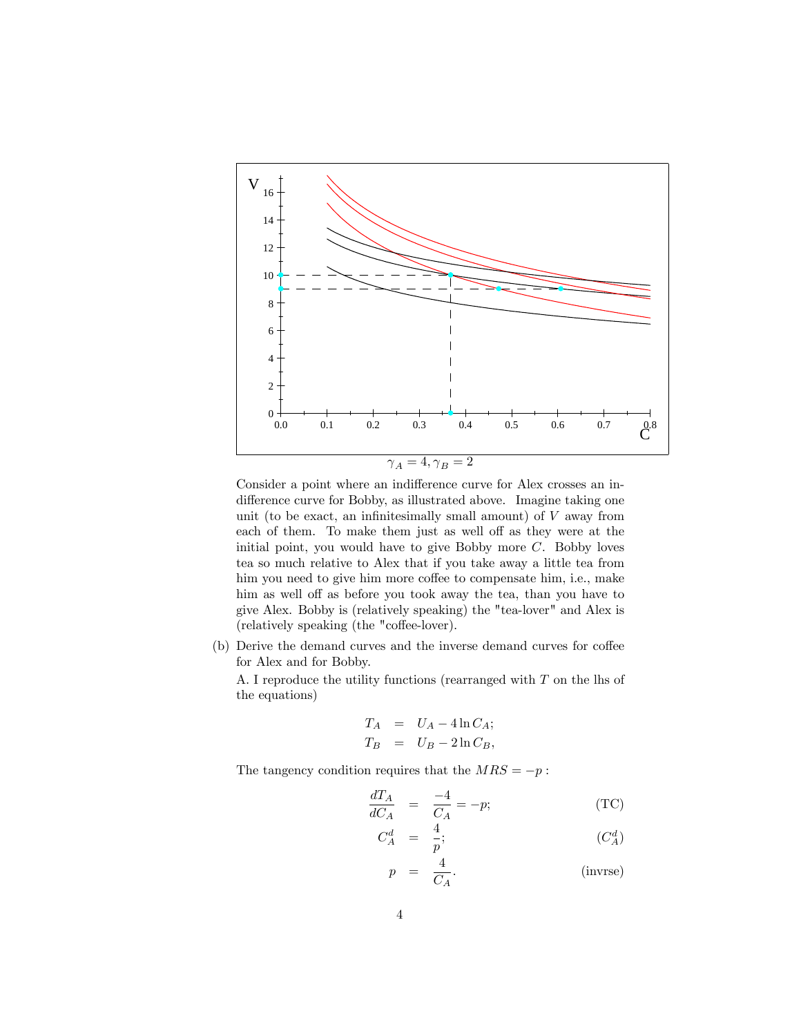$\gamma_A = 4, \gamma_B = 2$

Consider a point where an indifference curve for Alex crosses an indifference curve for Bobby, as illustrated above. Imagine taking one unit (to be exact, an infinitesimally small amount) of $V$ away from each of them. To make them just as well off as they were at the initial point, you would have to give Bobby more $C$. Bobby loves tea so much relative to Alex that if you take away a little tea from him you need to give him more coffee to compensate him, i.e., make him as well off as before you took away the tea, than you have to give Alex. Bobby is (relatively speaking) the "tea-lover" and Alex is (relatively speaking (the "coffee-lover).

(b) Derive the demand curves and the inverse demand curves for coffee for Alex and for Bobby.

A. I reproduce the utility functions (rearranged with $T$ on the lhs of the equations)

$$\begin{aligned} T_A &= U_A - 4 \ln C_A; \\ T_B &= U_B - 2 \ln C_B, \end{aligned}$$

The tangency condition requires that the $MRS = -p$ :

$$\frac{dT_A}{dC_A} = \frac{-4}{C_A} = -p; \qquad \text{(TC)}$$

$$C_A^d = \frac{4}{p}; \qquad (C_A^d)$$

$$p = \frac{4}{C_A}. \qquad \text{(invrse)}$$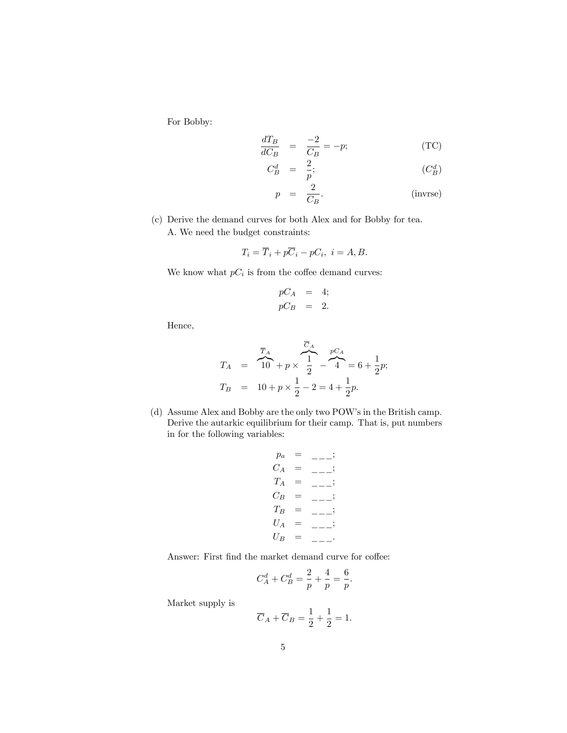For Bobby:

$$
\begin{aligned}
\frac{dT_B}{dC_B} &= \frac{-2}{C_B} = -p; && \text{(TC)} \\
C_B^d &= \frac{2}{p}; && (C_B^d) \\
p &= \frac{2}{C_B}. && \text{(invrse)}
\end{aligned}
$$

(c) Derive the demand curves for both Alex and for Bobby for tea.

A. We need the budget constraints:

$$T_i = \overline{T}_i + p\overline{C}_i - pC_i, \; i = A, B.$$

We know what $pC_i$ is from the coffee demand curves:

$$
\begin{aligned}
pC_A &= 4; \\
pC_B &= 2.
\end{aligned}
$$

Hence,

$$
\begin{aligned}
T_A &= \overbrace{10}^{\overline{T}_A} + p \times \overbrace{\frac{1}{2}}^{\overline{C}_A} - \overbrace{4}^{pC_A} = 6 + \frac{1}{2}p; \\
T_B &= 10 + p \times \frac{1}{2} - 2 = 4 + \frac{1}{2}p.
\end{aligned}
$$

(d) Assume Alex and Bobby are the only two POW's in the British camp. Derive the autarkic equilibrium for their camp. That is, put numbers in for the following variables:

$$
\begin{aligned}
p_a &= \_\_\_; \\
C_A &= \_\_\_; \\
T_A &= \_\_\_; \\
C_B &= \_\_\_; \\
T_B &= \_\_\_; \\
U_A &= \_\_\_; \\
U_B &= \_\_\_.
\end{aligned}
$$

Answer: First find the market demand curve for coffee:

$$C_A^d + C_B^d = \frac{2}{p} + \frac{4}{p} = \frac{6}{p}.$$

Market supply is

$$\overline{C}_A + \overline{C}_B = \frac{1}{2} + \frac{1}{2} = 1.$$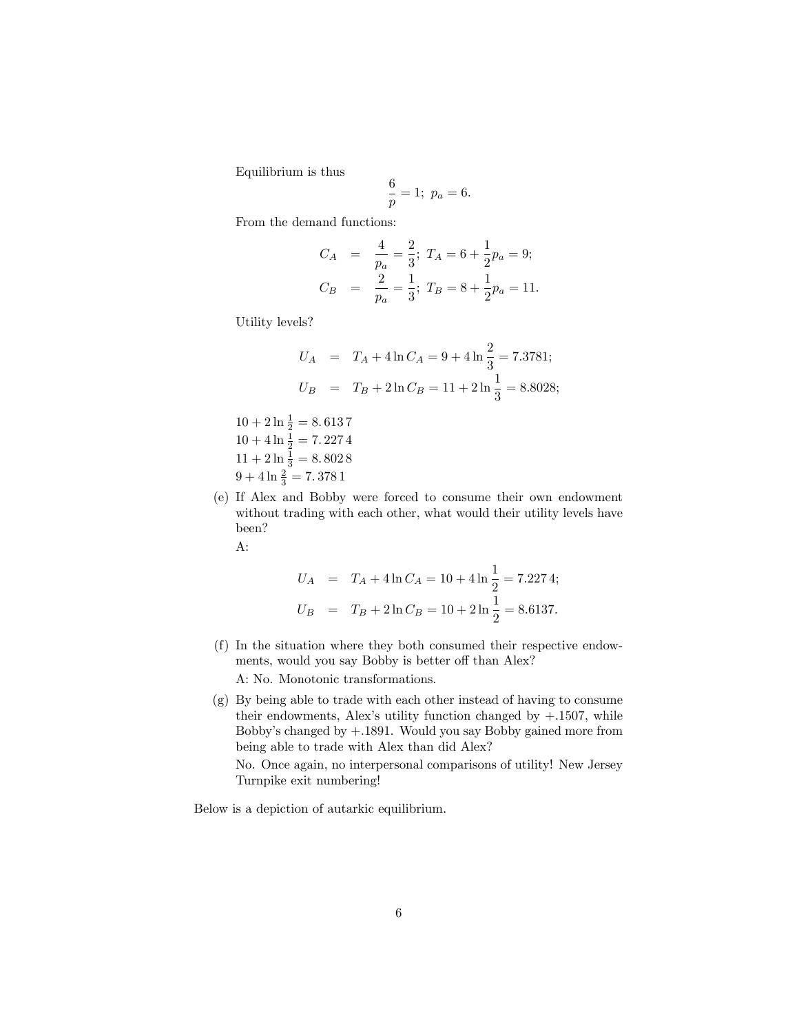Equilibrium is thus

$$\frac{6}{p} = 1;\ p_a = 6.$$

From the demand functions:

$$\begin{aligned}
C_A &= \frac{4}{p_a} = \frac{2}{3};\ T_A = 6 + \frac{1}{2}p_a = 9; \\
C_B &= \frac{2}{p_a} = \frac{1}{3};\ T_B = 8 + \frac{1}{2}p_a = 11.
\end{aligned}$$

Utility levels?

$$\begin{aligned}
U_A &= T_A + 4\ln C_A = 9 + 4\ln\frac{2}{3} = 7.3781; \\
U_B &= T_B + 2\ln C_B = 11 + 2\ln\frac{1}{3} = 8.8028;
\end{aligned}$$

$10 + 2\ln\frac{1}{2} = 8.6137$
$10 + 4\ln\frac{1}{2} = 7.2274$
$11 + 2\ln\frac{1}{3} = 8.8028$
$9 + 4\ln\frac{2}{3} = 7.3781$

(e) If Alex and Bobby were forced to consume their own endowment without trading with each other, what would their utility levels have been?

A:

$$\begin{aligned}
U_A &= T_A + 4\ln C_A = 10 + 4\ln\frac{1}{2} = 7.2274; \\
U_B &= T_B + 2\ln C_B = 10 + 2\ln\frac{1}{2} = 8.6137.
\end{aligned}$$

(f) In the situation where they both consumed their respective endowments, would you say Bobby is better off than Alex?

A: No. Monotonic transformations.

(g) By being able to trade with each other instead of having to consume their endowments, Alex's utility function changed by +.1507, while Bobby's changed by +.1891. Would you say Bobby gained more from being able to trade with Alex than did Alex?

No. Once again, no interpersonal comparisons of utility! New Jersey Turnpike exit numbering!

Below is a depiction of autarkic equilibrium.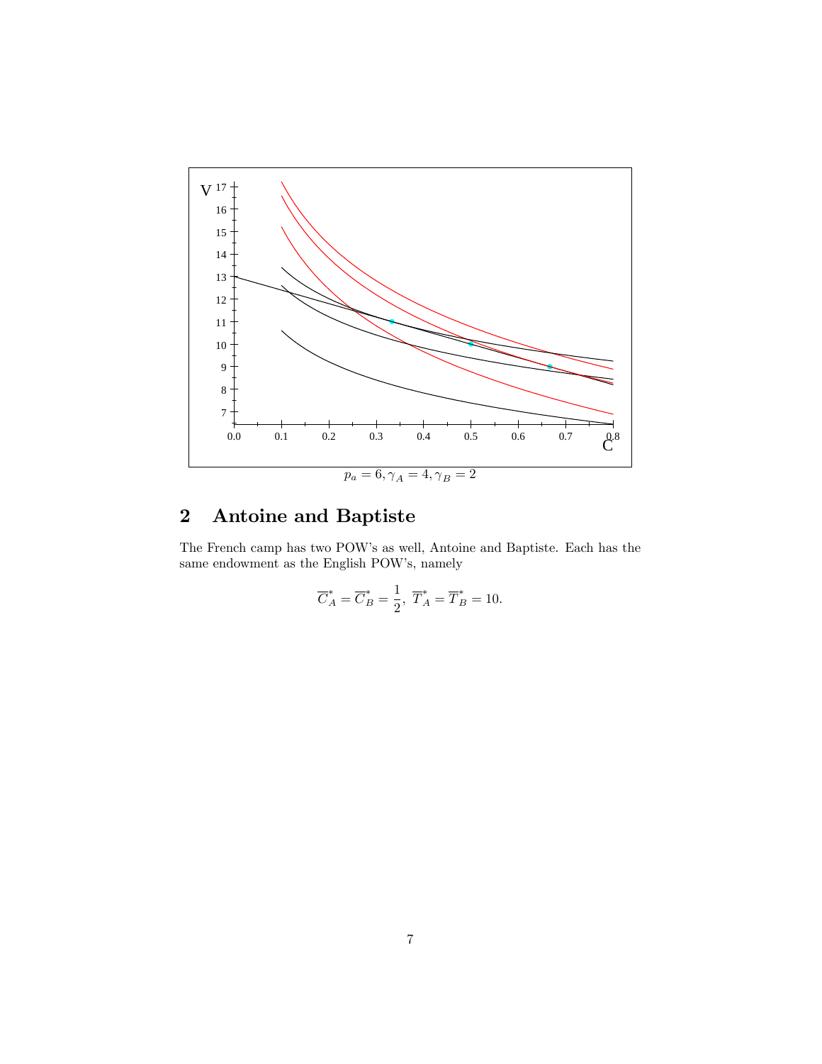V

17

16

15

14

13

12

11

10

9

8

7

0.0 0.1 0.2 0.3 0.4 0.5 0.6 0.7 0.8

C

$p_a = 6, \gamma_A = 4, \gamma_B = 2$

## 2 Antoine and Baptiste

The French camp has two POW's as well, Antoine and Baptiste. Each has the same endowment as the English POW's, namely

$$\overline{C}_A^* = \overline{C}_B^* = \frac{1}{2},\ \overline{T}_A^* = \overline{T}_B^* = 10.$$